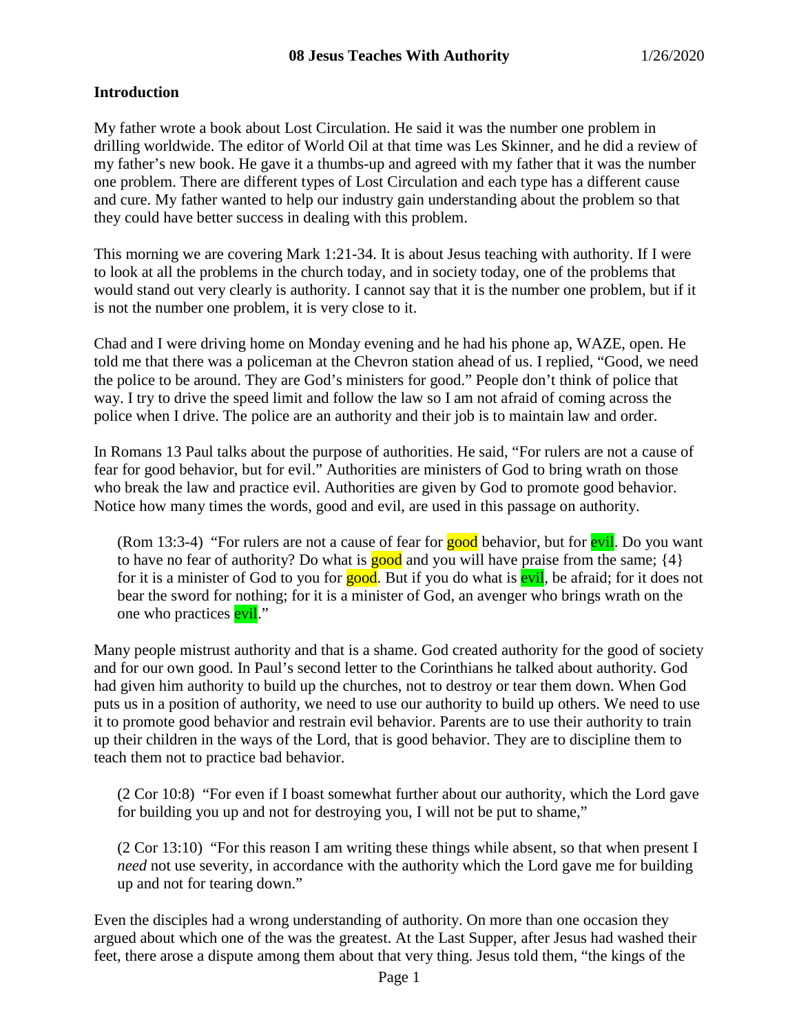**08 Jesus Teaches With Authority** 1/26/2020

## Introduction

My father wrote a book about Lost Circulation. He said it was the number one problem in drilling worldwide. The editor of World Oil at that time was Les Skinner, and he did a review of my father's new book. He gave it a thumbs-up and agreed with my father that it was the number one problem. There are different types of Lost Circulation and each type has a different cause and cure. My father wanted to help our industry gain understanding about the problem so that they could have better success in dealing with this problem.

This morning we are covering Mark 1:21-34. It is about Jesus teaching with authority. If I were to look at all the problems in the church today, and in society today, one of the problems that would stand out very clearly is authority. I cannot say that it is the number one problem, but if it is not the number one problem, it is very close to it.

Chad and I were driving home on Monday evening and he had his phone ap, WAZE, open. He told me that there was a policeman at the Chevron station ahead of us. I replied, "Good, we need the police to be around. They are God's ministers for good." People don't think of police that way. I try to drive the speed limit and follow the law so I am not afraid of coming across the police when I drive. The police are an authority and their job is to maintain law and order.

In Romans 13 Paul talks about the purpose of authorities. He said, "For rulers are not a cause of fear for good behavior, but for evil." Authorities are ministers of God to bring wrath on those who break the law and practice evil. Authorities are given by God to promote good behavior. Notice how many times the words, good and evil, are used in this passage on authority.

> (Rom 13:3-4) "For rulers are not a cause of fear for good behavior, but for evil. Do you want to have no fear of authority? Do what is good and you will have praise from the same; {4} for it is a minister of God to you for good. But if you do what is evil, be afraid; for it does not bear the sword for nothing; for it is a minister of God, an avenger who brings wrath on the one who practices evil."

Many people mistrust authority and that is a shame. God created authority for the good of society and for our own good. In Paul's second letter to the Corinthians he talked about authority. God had given him authority to build up the churches, not to destroy or tear them down. When God puts us in a position of authority, we need to use our authority to build up others. We need to use it to promote good behavior and restrain evil behavior. Parents are to use their authority to train up their children in the ways of the Lord, that is good behavior. They are to discipline them to teach them not to practice bad behavior.

> (2 Cor 10:8) "For even if I boast somewhat further about our authority, which the Lord gave for building you up and not for destroying you, I will not be put to shame,"

> (2 Cor 13:10) "For this reason I am writing these things while absent, so that when present I *need* not use severity, in accordance with the authority which the Lord gave me for building up and not for tearing down."

Even the disciples had a wrong understanding of authority. On more than one occasion they argued about which one of the was the greatest. At the Last Supper, after Jesus had washed their feet, there arose a dispute among them about that very thing. Jesus told them, "the kings of the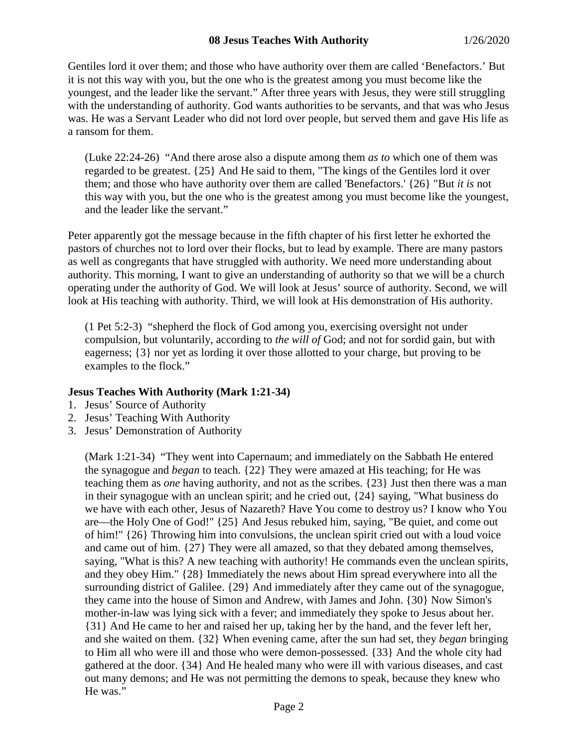Gentiles lord it over them; and those who have authority over them are called 'Benefactors.' But it is not this way with you, but the one who is the greatest among you must become like the youngest, and the leader like the servant." After three years with Jesus, they were still struggling with the understanding of authority. God wants authorities to be servants, and that was who Jesus was. He was a Servant Leader who did not lord over people, but served them and gave His life as a ransom for them.

> (Luke 22:24-26) "And there arose also a dispute among them *as to* which one of them was regarded to be greatest. {25} And He said to them, "The kings of the Gentiles lord it over them; and those who have authority over them are called 'Benefactors.' {26} "But *it is* not this way with you, but the one who is the greatest among you must become like the youngest, and the leader like the servant."

Peter apparently got the message because in the fifth chapter of his first letter he exhorted the pastors of churches not to lord over their flocks, but to lead by example. There are many pastors as well as congregants that have struggled with authority. We need more understanding about authority. This morning, I want to give an understanding of authority so that we will be a church operating under the authority of God. We will look at Jesus' source of authority. Second, we will look at His teaching with authority. Third, we will look at His demonstration of His authority.

> (1 Pet 5:2-3) "shepherd the flock of God among you, exercising oversight not under compulsion, but voluntarily, according to *the will of* God; and not for sordid gain, but with eagerness; {3} nor yet as lording it over those allotted to your charge, but proving to be examples to the flock."

**Jesus Teaches With Authority (Mark 1:21-34)**

1. Jesus' Source of Authority
2. Jesus' Teaching With Authority
3. Jesus' Demonstration of Authority

> (Mark 1:21-34) "They went into Capernaum; and immediately on the Sabbath He entered the synagogue and *began* to teach. {22} They were amazed at His teaching; for He was teaching them as *one* having authority, and not as the scribes. {23} Just then there was a man in their synagogue with an unclean spirit; and he cried out, {24} saying, "What business do we have with each other, Jesus of Nazareth? Have You come to destroy us? I know who You are—the Holy One of God!" {25} And Jesus rebuked him, saying, "Be quiet, and come out of him!" {26} Throwing him into convulsions, the unclean spirit cried out with a loud voice and came out of him. {27} They were all amazed, so that they debated among themselves, saying, "What is this? A new teaching with authority! He commands even the unclean spirits, and they obey Him." {28} Immediately the news about Him spread everywhere into all the surrounding district of Galilee. {29} And immediately after they came out of the synagogue, they came into the house of Simon and Andrew, with James and John. {30} Now Simon's mother-in-law was lying sick with a fever; and immediately they spoke to Jesus about her. {31} And He came to her and raised her up, taking her by the hand, and the fever left her, and she waited on them. {32} When evening came, after the sun had set, they *began* bringing to Him all who were ill and those who were demon-possessed. {33} And the whole city had gathered at the door. {34} And He healed many who were ill with various diseases, and cast out many demons; and He was not permitting the demons to speak, because they knew who He was."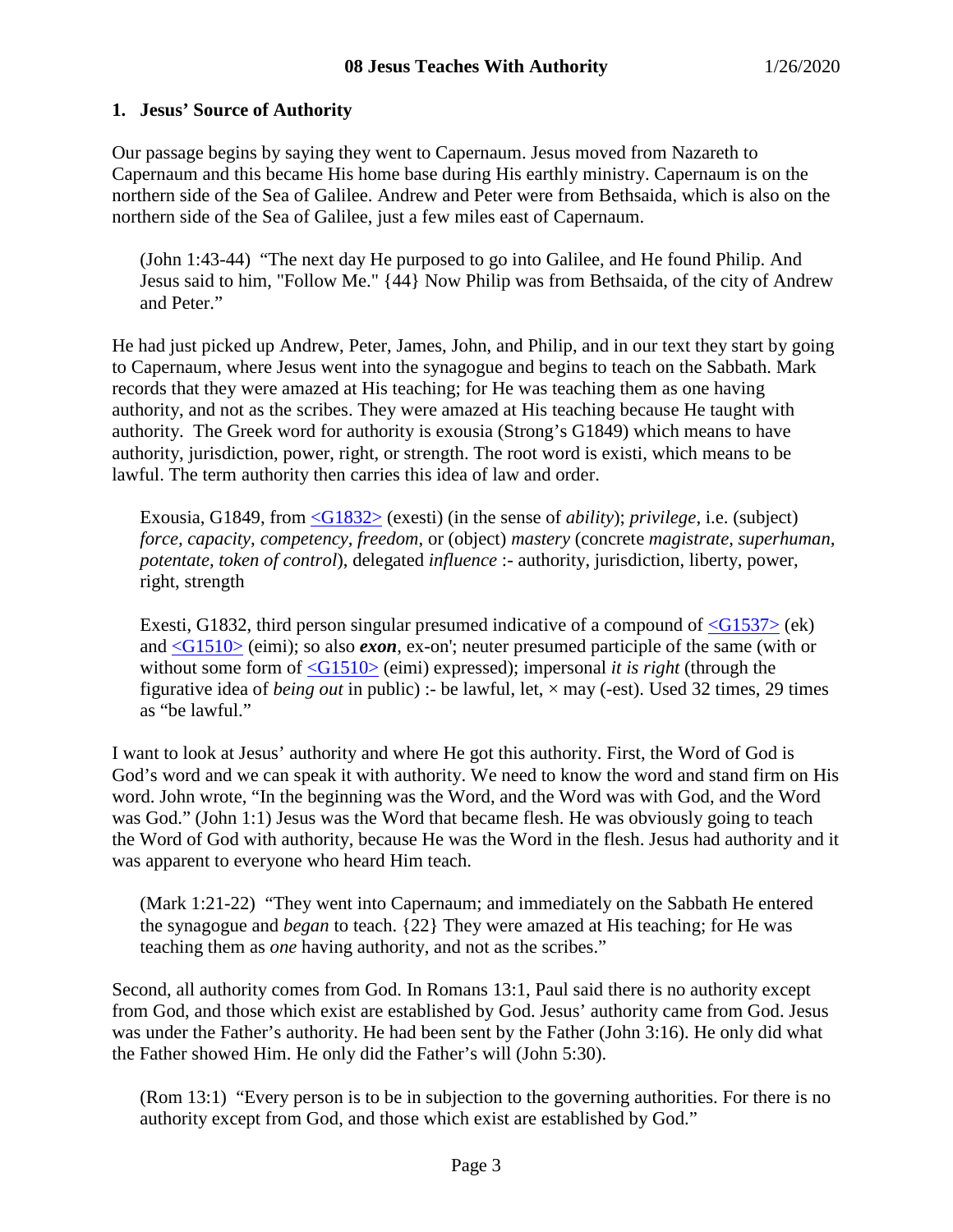## 1. Jesus' Source of Authority

Our passage begins by saying they went to Capernaum. Jesus moved from Nazareth to Capernaum and this became His home base during His earthly ministry. Capernaum is on the northern side of the Sea of Galilee. Andrew and Peter were from Bethsaida, which is also on the northern side of the Sea of Galilee, just a few miles east of Capernaum.

> (John 1:43-44) "The next day He purposed to go into Galilee, and He found Philip. And Jesus said to him, "Follow Me." {44} Now Philip was from Bethsaida, of the city of Andrew and Peter."

He had just picked up Andrew, Peter, James, John, and Philip, and in our text they start by going to Capernaum, where Jesus went into the synagogue and begins to teach on the Sabbath. Mark records that they were amazed at His teaching; for He was teaching them as one having authority, and not as the scribes. They were amazed at His teaching because He taught with authority. The Greek word for authority is exousia (Strong's G1849) which means to have authority, jurisdiction, power, right, or strength. The root word is existi, which means to be lawful. The term authority then carries this idea of law and order.

> Exousia, G1849, from <G1832> (exesti) (in the sense of *ability*); *privilege*, i.e. (subject) *force, capacity, competency, freedom*, or (object) *mastery* (concrete *magistrate, superhuman, potentate, token of control*), delegated *influence* :- authority, jurisdiction, liberty, power, right, strength

> Exesti, G1832, third person singular presumed indicative of a compound of <G1537> (ek) and <G1510> (eimi); so also ***exon***, ex-on'; neuter presumed participle of the same (with or without some form of <G1510> (eimi) expressed); impersonal *it is right* (through the figurative idea of *being out* in public) :- be lawful, let, × may (-est). Used 32 times, 29 times as "be lawful."

I want to look at Jesus' authority and where He got this authority. First, the Word of God is God's word and we can speak it with authority. We need to know the word and stand firm on His word. John wrote, "In the beginning was the Word, and the Word was with God, and the Word was God." (John 1:1) Jesus was the Word that became flesh. He was obviously going to teach the Word of God with authority, because He was the Word in the flesh. Jesus had authority and it was apparent to everyone who heard Him teach.

> (Mark 1:21-22) "They went into Capernaum; and immediately on the Sabbath He entered the synagogue and *began* to teach. {22} They were amazed at His teaching; for He was teaching them as *one* having authority, and not as the scribes."

Second, all authority comes from God. In Romans 13:1, Paul said there is no authority except from God, and those which exist are established by God. Jesus' authority came from God. Jesus was under the Father's authority. He had been sent by the Father (John 3:16). He only did what the Father showed Him. He only did the Father's will (John 5:30).

> (Rom 13:1) "Every person is to be in subjection to the governing authorities. For there is no authority except from God, and those which exist are established by God."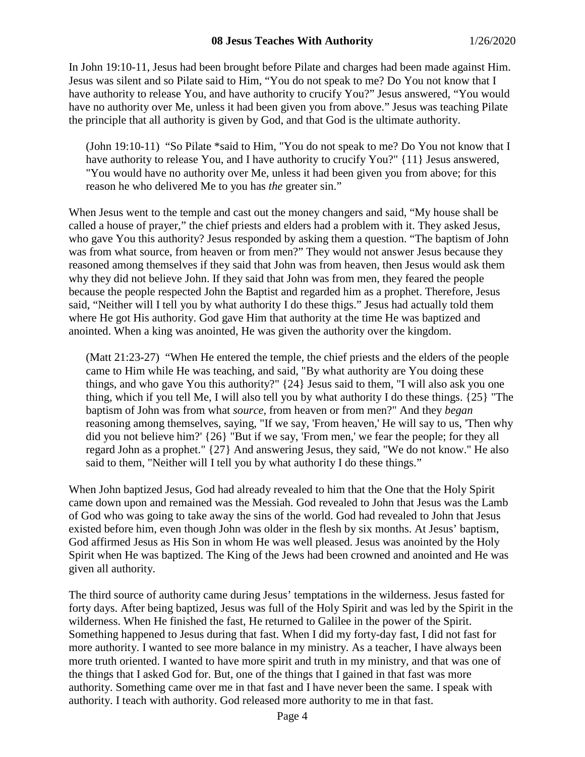In John 19:10-11, Jesus had been brought before Pilate and charges had been made against Him. Jesus was silent and so Pilate said to Him, “You do not speak to me? Do You not know that I have authority to release You, and have authority to crucify You?” Jesus answered, “You would have no authority over Me, unless it had been given you from above.” Jesus was teaching Pilate the principle that all authority is given by God, and that God is the ultimate authority.

> (John 19:10-11) “So Pilate *said to Him, "You do not speak to me? Do You not know that I have authority to release You, and I have authority to crucify You?" {11} Jesus answered, "You would have no authority over Me, unless it had been given you from above; for this reason he who delivered Me to you has *the* greater sin.”

When Jesus went to the temple and cast out the money changers and said, “My house shall be called a house of prayer,” the chief priests and elders had a problem with it. They asked Jesus, who gave You this authority? Jesus responded by asking them a question. “The baptism of John was from what source, from heaven or from men?” They would not answer Jesus because they reasoned among themselves if they said that John was from heaven, then Jesus would ask them why they did not believe John. If they said that John was from men, they feared the people because the people respected John the Baptist and regarded him as a prophet. Therefore, Jesus said, “Neither will I tell you by what authority I do these thigs.” Jesus had actually told them where He got His authority. God gave Him that authority at the time He was baptized and anointed. When a king was anointed, He was given the authority over the kingdom.

> (Matt 21:23-27) “When He entered the temple, the chief priests and the elders of the people came to Him while He was teaching, and said, "By what authority are You doing these things, and who gave You this authority?" {24} Jesus said to them, "I will also ask you one thing, which if you tell Me, I will also tell you by what authority I do these things. {25} "The baptism of John was from what *source,* from heaven or from men?" And they *began* reasoning among themselves, saying, "If we say, 'From heaven,' He will say to us, 'Then why did you not believe him?' {26} "But if we say, 'From men,' we fear the people; for they all regard John as a prophet." {27} And answering Jesus, they said, "We do not know." He also said to them, "Neither will I tell you by what authority I do these things.”

When John baptized Jesus, God had already revealed to him that the One that the Holy Spirit came down upon and remained was the Messiah. God revealed to John that Jesus was the Lamb of God who was going to take away the sins of the world. God had revealed to John that Jesus existed before him, even though John was older in the flesh by six months. At Jesus' baptism, God affirmed Jesus as His Son in whom He was well pleased. Jesus was anointed by the Holy Spirit when He was baptized. The King of the Jews had been crowned and anointed and He was given all authority.

The third source of authority came during Jesus' temptations in the wilderness. Jesus fasted for forty days. After being baptized, Jesus was full of the Holy Spirit and was led by the Spirit in the wilderness. When He finished the fast, He returned to Galilee in the power of the Spirit. Something happened to Jesus during that fast. When I did my forty-day fast, I did not fast for more authority. I wanted to see more balance in my ministry. As a teacher, I have always been more truth oriented. I wanted to have more spirit and truth in my ministry, and that was one of the things that I asked God for. But, one of the things that I gained in that fast was more authority. Something came over me in that fast and I have never been the same. I speak with authority. I teach with authority. God released more authority to me in that fast.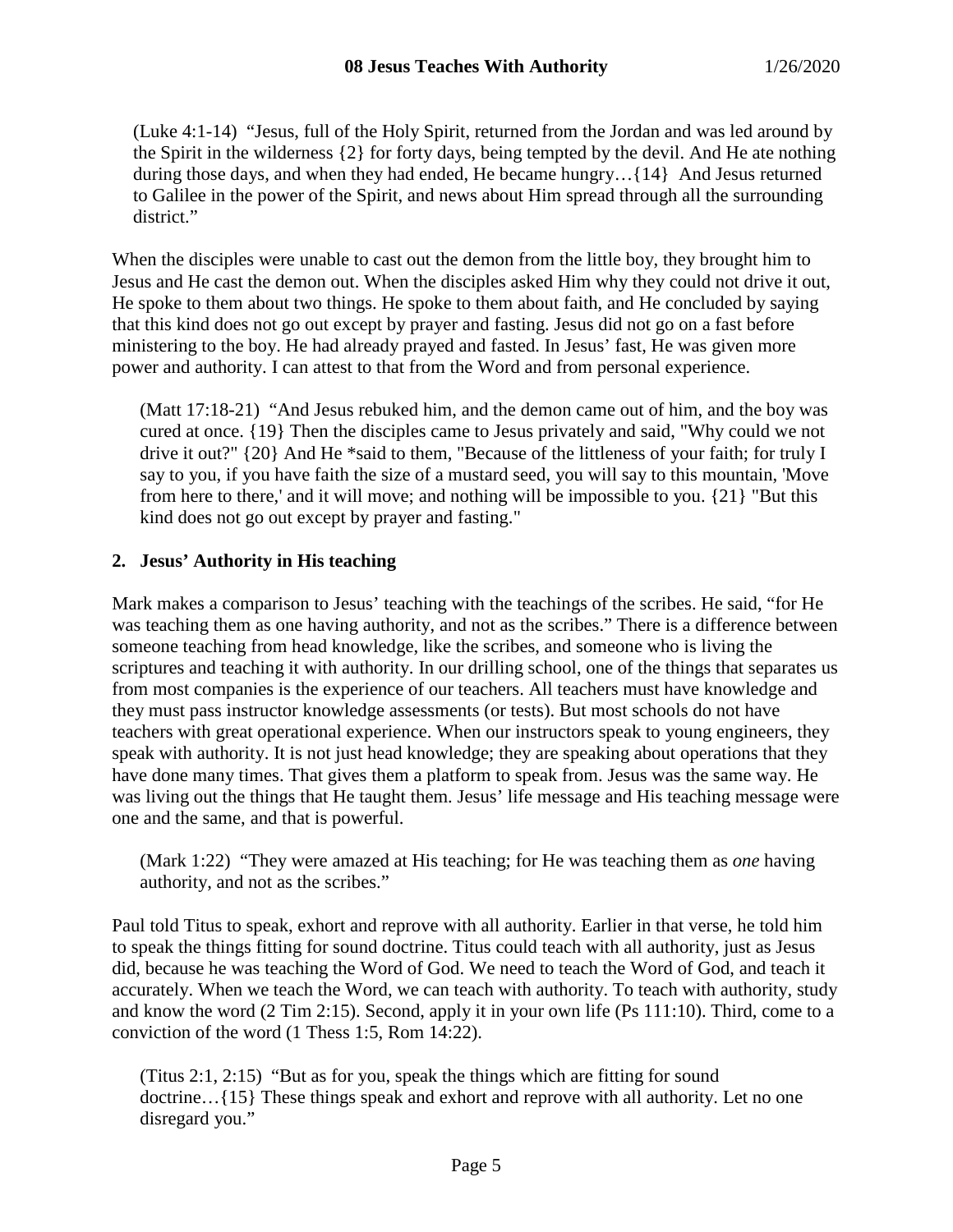(Luke 4:1-14) "Jesus, full of the Holy Spirit, returned from the Jordan and was led around by the Spirit in the wilderness {2} for forty days, being tempted by the devil. And He ate nothing during those days, and when they had ended, He became hungry…{14} And Jesus returned to Galilee in the power of the Spirit, and news about Him spread through all the surrounding district."

When the disciples were unable to cast out the demon from the little boy, they brought him to Jesus and He cast the demon out. When the disciples asked Him why they could not drive it out, He spoke to them about two things. He spoke to them about faith, and He concluded by saying that this kind does not go out except by prayer and fasting. Jesus did not go on a fast before ministering to the boy. He had already prayed and fasted. In Jesus' fast, He was given more power and authority. I can attest to that from the Word and from personal experience.

(Matt 17:18-21) "And Jesus rebuked him, and the demon came out of him, and the boy was cured at once. {19} Then the disciples came to Jesus privately and said, "Why could we not drive it out?" {20} And He *said to them, "Because of the littleness of your faith; for truly I say to you, if you have faith the size of a mustard seed, you will say to this mountain, 'Move from here to there,' and it will move; and nothing will be impossible to you. {21} "But this kind does not go out except by prayer and fasting."

## 2. Jesus' Authority in His teaching

Mark makes a comparison to Jesus' teaching with the teachings of the scribes. He said, "for He was teaching them as one having authority, and not as the scribes." There is a difference between someone teaching from head knowledge, like the scribes, and someone who is living the scriptures and teaching it with authority. In our drilling school, one of the things that separates us from most companies is the experience of our teachers. All teachers must have knowledge and they must pass instructor knowledge assessments (or tests). But most schools do not have teachers with great operational experience. When our instructors speak to young engineers, they speak with authority. It is not just head knowledge; they are speaking about operations that they have done many times. That gives them a platform to speak from. Jesus was the same way. He was living out the things that He taught them. Jesus' life message and His teaching message were one and the same, and that is powerful.

(Mark 1:22) "They were amazed at His teaching; for He was teaching them as *one* having authority, and not as the scribes."

Paul told Titus to speak, exhort and reprove with all authority. Earlier in that verse, he told him to speak the things fitting for sound doctrine. Titus could teach with all authority, just as Jesus did, because he was teaching the Word of God. We need to teach the Word of God, and teach it accurately. When we teach the Word, we can teach with authority. To teach with authority, study and know the word (2 Tim 2:15). Second, apply it in your own life (Ps 111:10). Third, come to a conviction of the word (1 Thess 1:5, Rom 14:22).

(Titus 2:1, 2:15) "But as for you, speak the things which are fitting for sound doctrine…{15} These things speak and exhort and reprove with all authority. Let no one disregard you."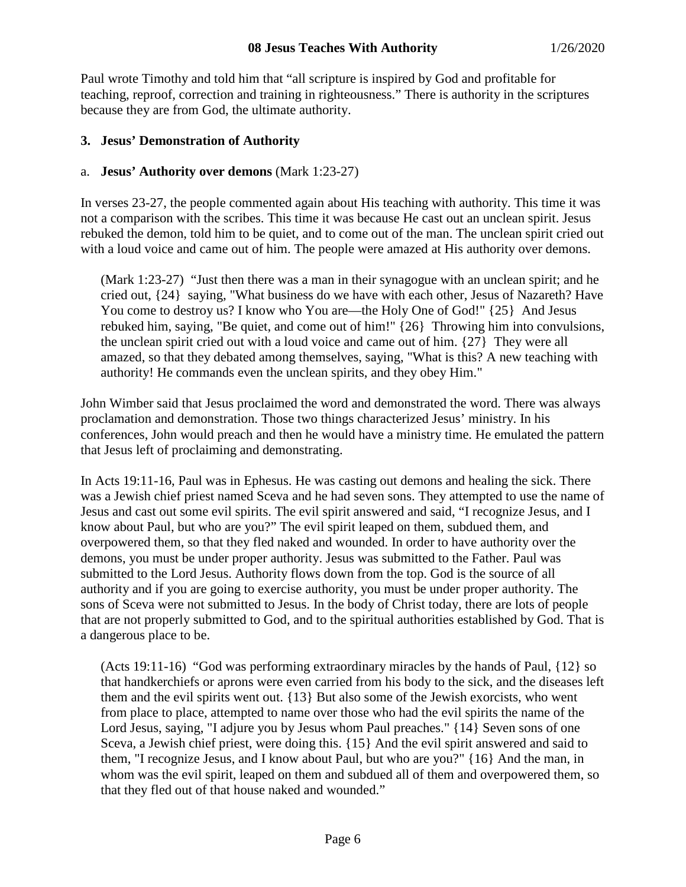Paul wrote Timothy and told him that "all scripture is inspired by God and profitable for teaching, reproof, correction and training in righteousness." There is authority in the scriptures because they are from God, the ultimate authority.

### 3. Jesus' Demonstration of Authority

a. **Jesus' Authority over demons** (Mark 1:23-27)

In verses 23-27, the people commented again about His teaching with authority. This time it was not a comparison with the scribes. This time it was because He cast out an unclean spirit. Jesus rebuked the demon, told him to be quiet, and to come out of the man. The unclean spirit cried out with a loud voice and came out of him. The people were amazed at His authority over demons.

> (Mark 1:23-27) "Just then there was a man in their synagogue with an unclean spirit; and he cried out, {24} saying, "What business do we have with each other, Jesus of Nazareth? Have You come to destroy us? I know who You are—the Holy One of God!" {25} And Jesus rebuked him, saying, "Be quiet, and come out of him!" {26} Throwing him into convulsions, the unclean spirit cried out with a loud voice and came out of him. {27} They were all amazed, so that they debated among themselves, saying, "What is this? A new teaching with authority! He commands even the unclean spirits, and they obey Him."

John Wimber said that Jesus proclaimed the word and demonstrated the word. There was always proclamation and demonstration. Those two things characterized Jesus' ministry. In his conferences, John would preach and then he would have a ministry time. He emulated the pattern that Jesus left of proclaiming and demonstrating.

In Acts 19:11-16, Paul was in Ephesus. He was casting out demons and healing the sick. There was a Jewish chief priest named Sceva and he had seven sons. They attempted to use the name of Jesus and cast out some evil spirits. The evil spirit answered and said, "I recognize Jesus, and I know about Paul, but who are you?" The evil spirit leaped on them, subdued them, and overpowered them, so that they fled naked and wounded. In order to have authority over the demons, you must be under proper authority. Jesus was submitted to the Father. Paul was submitted to the Lord Jesus. Authority flows down from the top. God is the source of all authority and if you are going to exercise authority, you must be under proper authority. The sons of Sceva were not submitted to Jesus. In the body of Christ today, there are lots of people that are not properly submitted to God, and to the spiritual authorities established by God. That is a dangerous place to be.

> (Acts 19:11-16) "God was performing extraordinary miracles by the hands of Paul, {12} so that handkerchiefs or aprons were even carried from his body to the sick, and the diseases left them and the evil spirits went out. {13} But also some of the Jewish exorcists, who went from place to place, attempted to name over those who had the evil spirits the name of the Lord Jesus, saying, "I adjure you by Jesus whom Paul preaches." {14} Seven sons of one Sceva, a Jewish chief priest, were doing this. {15} And the evil spirit answered and said to them, "I recognize Jesus, and I know about Paul, but who are you?" {16} And the man, in whom was the evil spirit, leaped on them and subdued all of them and overpowered them, so that they fled out of that house naked and wounded."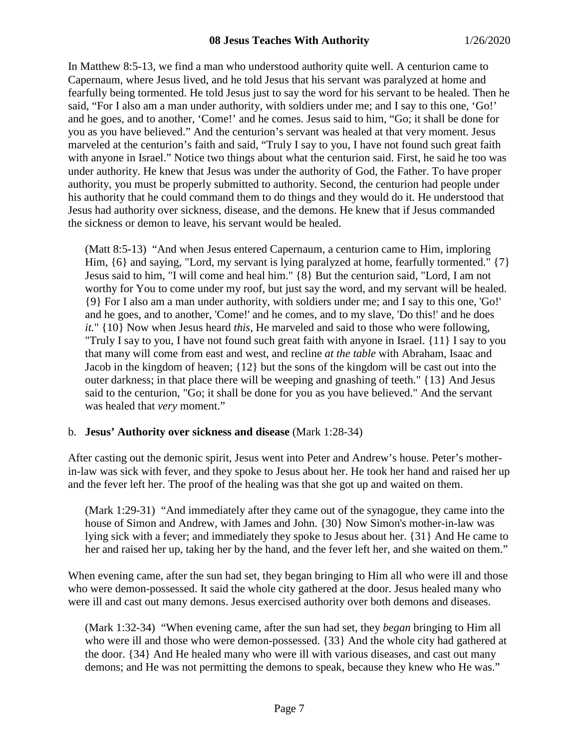In Matthew 8:5-13, we find a man who understood authority quite well. A centurion came to Capernaum, where Jesus lived, and he told Jesus that his servant was paralyzed at home and fearfully being tormented. He told Jesus just to say the word for his servant to be healed. Then he said, "For I also am a man under authority, with soldiers under me; and I say to this one, 'Go!' and he goes, and to another, 'Come!' and he comes. Jesus said to him, "Go; it shall be done for you as you have believed." And the centurion's servant was healed at that very moment. Jesus marveled at the centurion's faith and said, "Truly I say to you, I have not found such great faith with anyone in Israel." Notice two things about what the centurion said. First, he said he too was under authority. He knew that Jesus was under the authority of God, the Father. To have proper authority, you must be properly submitted to authority. Second, the centurion had people under his authority that he could command them to do things and they would do it. He understood that Jesus had authority over sickness, disease, and the demons. He knew that if Jesus commanded the sickness or demon to leave, his servant would be healed.

> (Matt 8:5-13) "And when Jesus entered Capernaum, a centurion came to Him, imploring Him, {6} and saying, "Lord, my servant is lying paralyzed at home, fearfully tormented." {7} Jesus said to him, "I will come and heal him." {8} But the centurion said, "Lord, I am not worthy for You to come under my roof, but just say the word, and my servant will be healed. {9} For I also am a man under authority, with soldiers under me; and I say to this one, 'Go!' and he goes, and to another, 'Come!' and he comes, and to my slave, 'Do this!' and he does *it.*" {10} Now when Jesus heard *this,* He marveled and said to those who were following, "Truly I say to you, I have not found such great faith with anyone in Israel. {11} I say to you that many will come from east and west, and recline *at the table* with Abraham, Isaac and Jacob in the kingdom of heaven; {12} but the sons of the kingdom will be cast out into the outer darkness; in that place there will be weeping and gnashing of teeth." {13} And Jesus said to the centurion, "Go; it shall be done for you as you have believed." And the servant was healed that *very* moment."

b. **Jesus' Authority over sickness and disease** (Mark 1:28-34)

After casting out the demonic spirit, Jesus went into Peter and Andrew's house. Peter's mother-in-law was sick with fever, and they spoke to Jesus about her. He took her hand and raised her up and the fever left her. The proof of the healing was that she got up and waited on them.

> (Mark 1:29-31) "And immediately after they came out of the synagogue, they came into the house of Simon and Andrew, with James and John. {30} Now Simon's mother-in-law was lying sick with a fever; and immediately they spoke to Jesus about her. {31} And He came to her and raised her up, taking her by the hand, and the fever left her, and she waited on them."

When evening came, after the sun had set, they began bringing to Him all who were ill and those who were demon-possessed. It said the whole city gathered at the door. Jesus healed many who were ill and cast out many demons. Jesus exercised authority over both demons and diseases.

> (Mark 1:32-34) "When evening came, after the sun had set, they *began* bringing to Him all who were ill and those who were demon-possessed. {33} And the whole city had gathered at the door. {34} And He healed many who were ill with various diseases, and cast out many demons; and He was not permitting the demons to speak, because they knew who He was."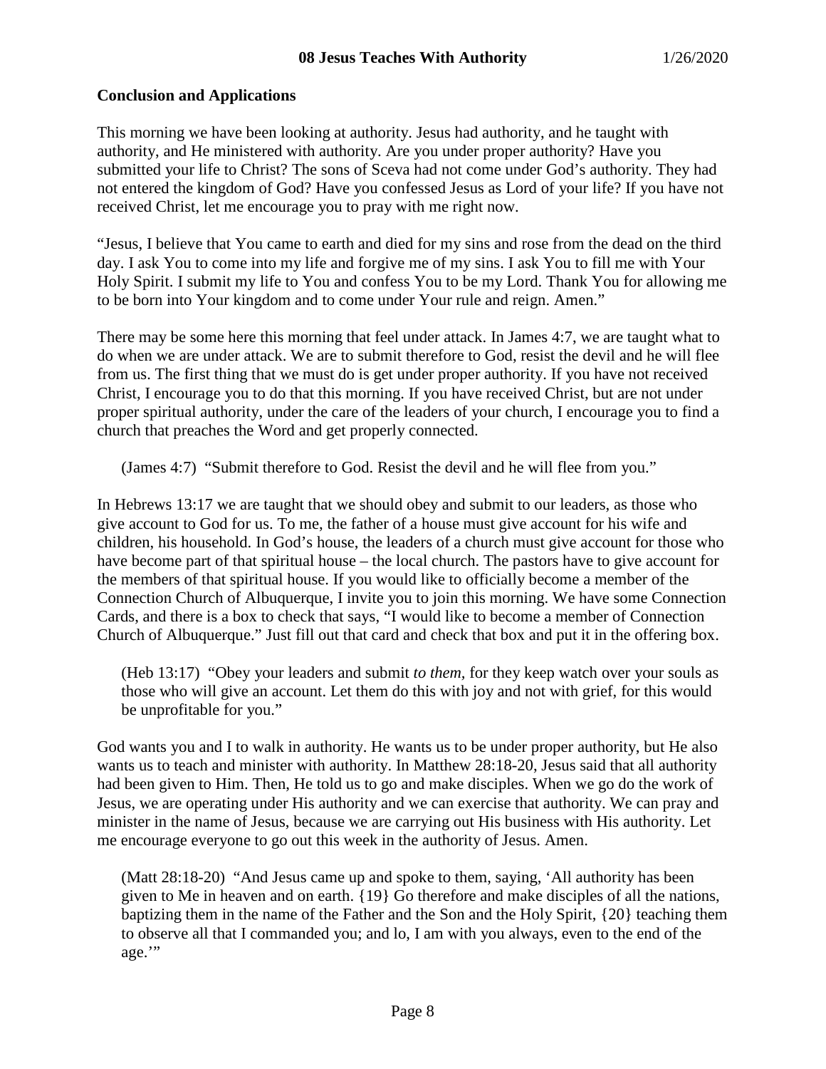### Conclusion and Applications

This morning we have been looking at authority. Jesus had authority, and he taught with authority, and He ministered with authority. Are you under proper authority? Have you submitted your life to Christ? The sons of Sceva had not come under God's authority. They had not entered the kingdom of God? Have you confessed Jesus as Lord of your life? If you have not received Christ, let me encourage you to pray with me right now.

"Jesus, I believe that You came to earth and died for my sins and rose from the dead on the third day. I ask You to come into my life and forgive me of my sins. I ask You to fill me with Your Holy Spirit. I submit my life to You and confess You to be my Lord. Thank You for allowing me to be born into Your kingdom and to come under Your rule and reign. Amen."

There may be some here this morning that feel under attack. In James 4:7, we are taught what to do when we are under attack. We are to submit therefore to God, resist the devil and he will flee from us. The first thing that we must do is get under proper authority. If you have not received Christ, I encourage you to do that this morning. If you have received Christ, but are not under proper spiritual authority, under the care of the leaders of your church, I encourage you to find a church that preaches the Word and get properly connected.

> (James 4:7) "Submit therefore to God. Resist the devil and he will flee from you."

In Hebrews 13:17 we are taught that we should obey and submit to our leaders, as those who give account to God for us. To me, the father of a house must give account for his wife and children, his household. In God's house, the leaders of a church must give account for those who have become part of that spiritual house – the local church. The pastors have to give account for the members of that spiritual house. If you would like to officially become a member of the Connection Church of Albuquerque, I invite you to join this morning. We have some Connection Cards, and there is a box to check that says, "I would like to become a member of Connection Church of Albuquerque." Just fill out that card and check that box and put it in the offering box.

> (Heb 13:17) "Obey your leaders and submit *to them,* for they keep watch over your souls as those who will give an account. Let them do this with joy and not with grief, for this would be unprofitable for you."

God wants you and I to walk in authority. He wants us to be under proper authority, but He also wants us to teach and minister with authority. In Matthew 28:18-20, Jesus said that all authority had been given to Him. Then, He told us to go and make disciples. When we go do the work of Jesus, we are operating under His authority and we can exercise that authority. We can pray and minister in the name of Jesus, because we are carrying out His business with His authority. Let me encourage everyone to go out this week in the authority of Jesus. Amen.

> (Matt 28:18-20) "And Jesus came up and spoke to them, saying, 'All authority has been given to Me in heaven and on earth. {19} Go therefore and make disciples of all the nations, baptizing them in the name of the Father and the Son and the Holy Spirit, {20} teaching them to observe all that I commanded you; and lo, I am with you always, even to the end of the age.'"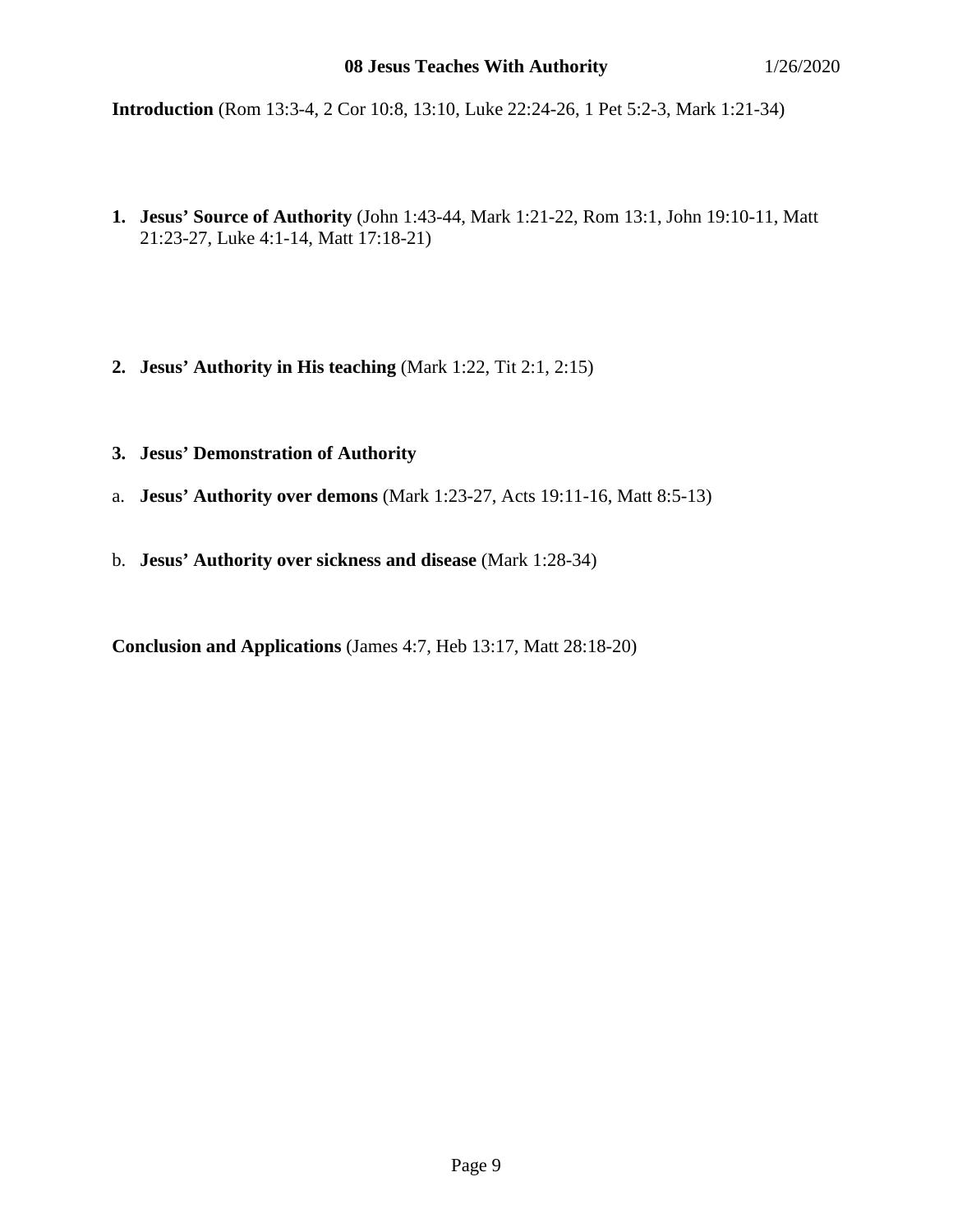# 08 Jesus Teaches With Authority

1/26/2020

**Introduction** (Rom 13:3-4, 2 Cor 10:8, 13:10, Luke 22:24-26, 1 Pet 5:2-3, Mark 1:21-34)

1. **Jesus' Source of Authority** (John 1:43-44, Mark 1:21-22, Rom 13:1, John 19:10-11, Matt 21:23-27, Luke 4:1-14, Matt 17:18-21)

2. **Jesus' Authority in His teaching** (Mark 1:22, Tit 2:1, 2:15)

3. **Jesus' Demonstration of Authority**

a. **Jesus' Authority over demons** (Mark 1:23-27, Acts 19:11-16, Matt 8:5-13)

b. **Jesus' Authority over sickness and disease** (Mark 1:28-34)

**Conclusion and Applications** (James 4:7, Heb 13:17, Matt 28:18-20)